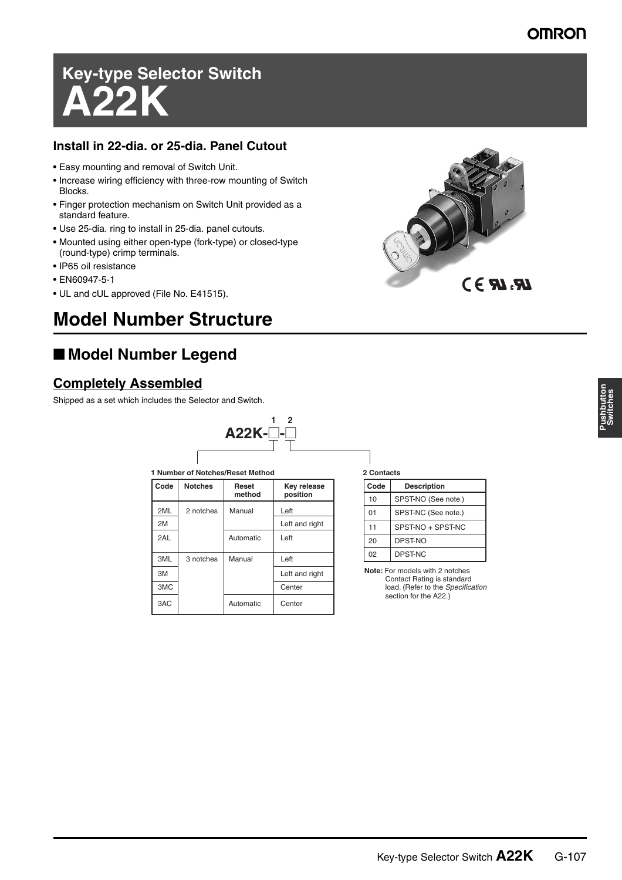# Key-type Selector Switch
# A22K

### Install in 22-dia. or 25-dia. Panel Cutout

- Easy mounting and removal of Switch Unit.
- Increase wiring efficiency with three-row mounting of Switch Blocks.
- Finger protection mechanism on Switch Unit provided as a standard feature.
- Use 25-dia. ring to install in 25-dia. panel cutouts.
- Mounted using either open-type (fork-type) or closed-type (round-type) crimp terminals.
- IP65 oil resistance
- EN60947-5-1
- UL and cUL approved (File No. E41515).

# Model Number Structure

## ■ Model Number Legend

### Completely Assembled

Shipped as a set which includes the Selector and Switch.

A22K-☐-☐ (1: Number of Notches/Reset Method, 2: Contacts)

**1 Number of Notches/Reset Method**

| Code | Notches | Reset method | Key release position |
|---|---|---|---|
| 2ML | 2 notches | Manual | Left |
| 2M | | | Left and right |
| 2AL | | Automatic | Left |
| 3ML | 3 notches | Manual | Left |
| 3M | | | Left and right |
| 3MC | | | Center |
| 3AC | | Automatic | Center |

**2 Contacts**

| Code | Description |
|---|---|
| 10 | SPST-NO (See note.) |
| 01 | SPST-NC (See note.) |
| 11 | SPST-NO + SPST-NC |
| 20 | DPST-NO |
| 02 | DPST-NC |

**Note:** For models with 2 notches Contact Rating is standard load. (Refer to the *Specification* section for the A22.)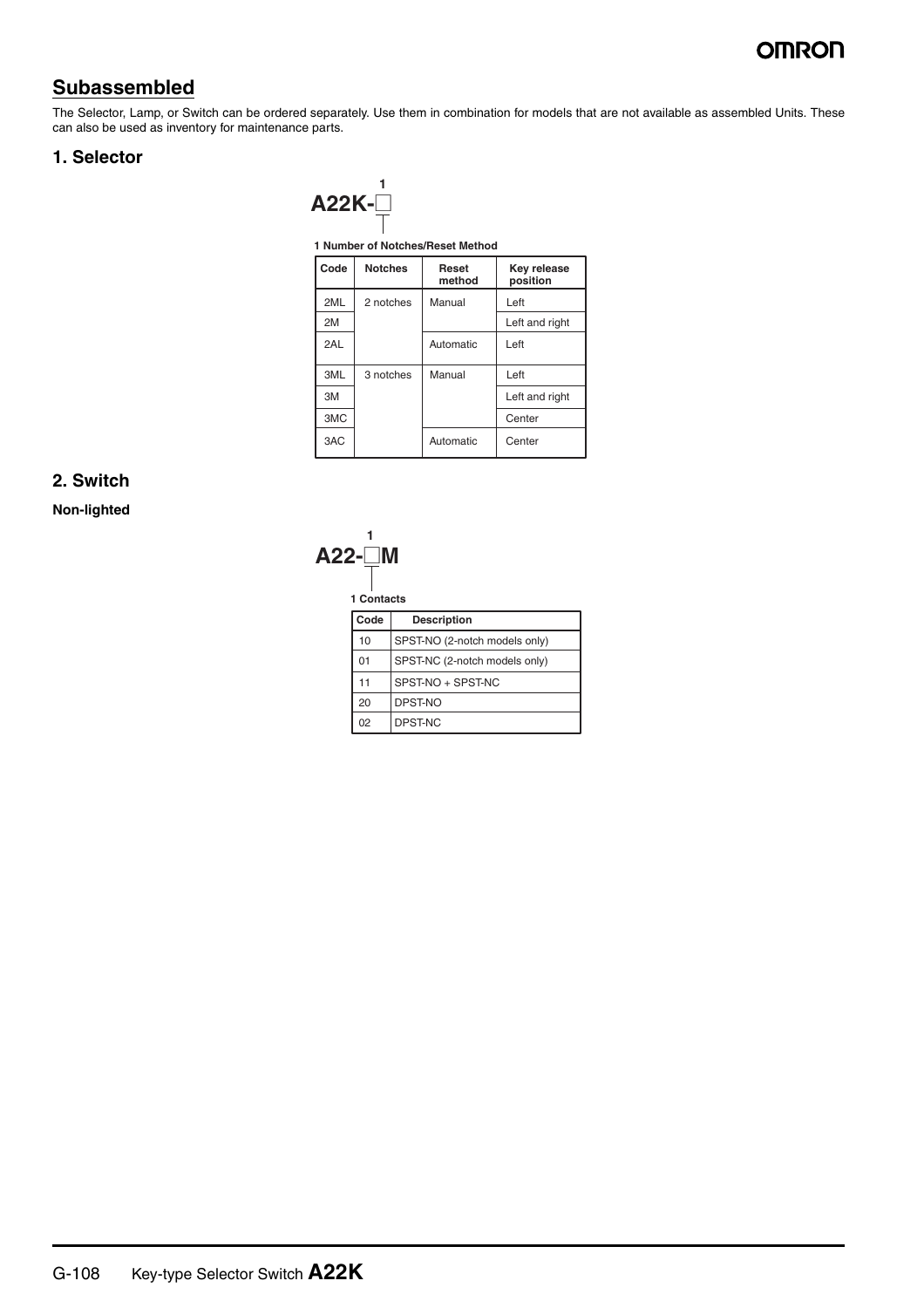## Subassembled

The Selector, Lamp, or Switch can be ordered separately. Use them in combination for models that are not available as assembled Units. These can also be used as inventory for maintenance parts.

### 1. Selector

**A22K-□**

1 Number of Notches/Reset Method

| Code | Notches | Reset method | Key release position |
|---|---|---|---|
| 2ML | 2 notches | Manual | Left |
| 2M | | | Left and right |
| 2AL | | Automatic | Left |
| 3ML | 3 notches | Manual | Left |
| 3M | | | Left and right |
| 3MC | | | Center |
| 3AC | | Automatic | Center |

### 2. Switch

**Non-lighted**

**A22-□M**

1 Contacts

| Code | Description |
|---|---|
| 10 | SPST-NO (2-notch models only) |
| 01 | SPST-NC (2-notch models only) |
| 11 | SPST-NO + SPST-NC |
| 20 | DPST-NO |
| 02 | DPST-NC |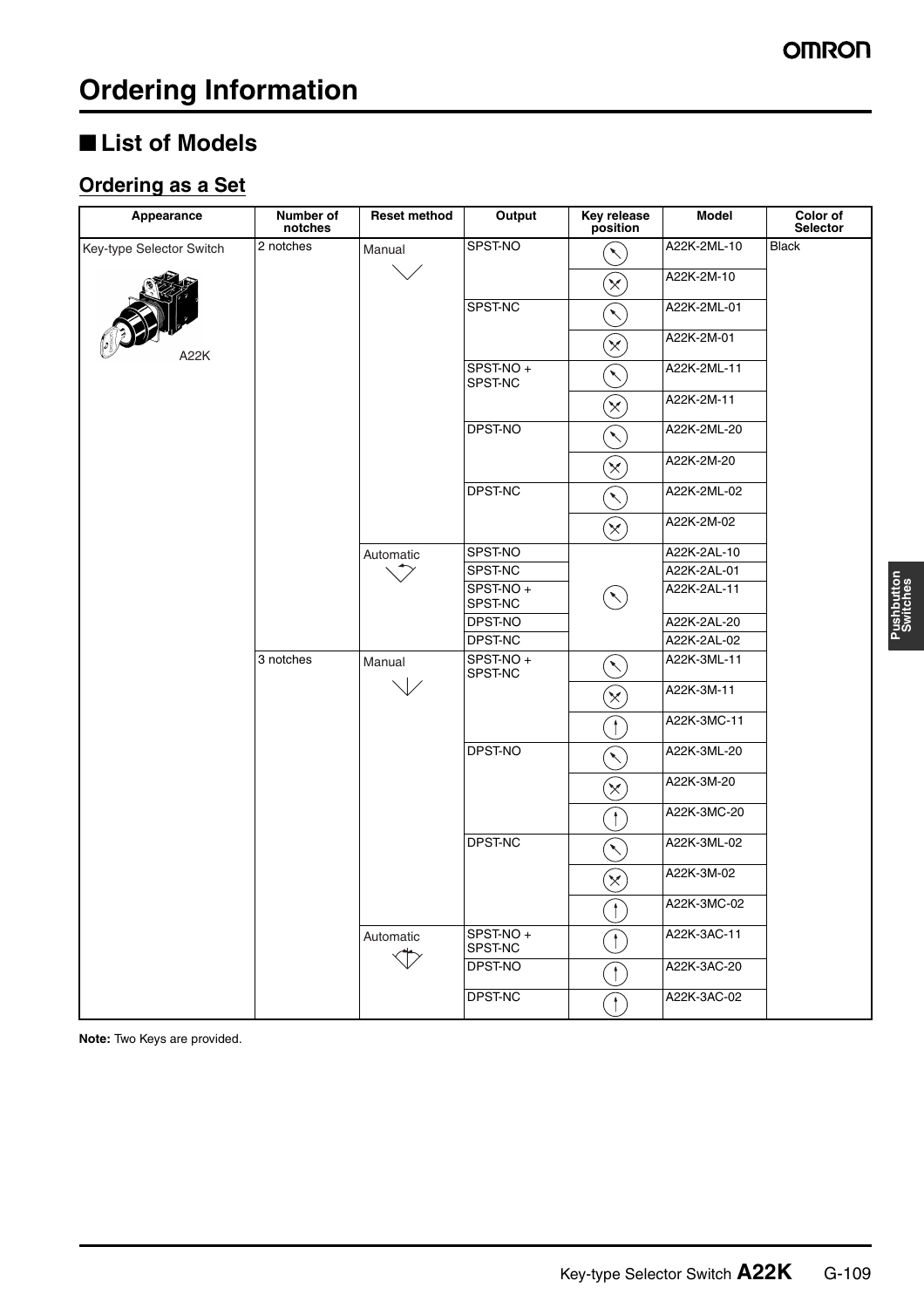# Ordering Information

## ■ List of Models

### Ordering as a Set

| Appearance | Number of notches | Reset method | Output | Key release position | Model | Color of Selector |
|---|---|---|---|---|---|---|
| Key-type Selector Switch A22K | 2 notches | Manual | SPST-NO | | A22K-2ML-10 | Black |
| | | | | | A22K-2M-10 | |
| | | | SPST-NC | | A22K-2ML-01 | |
| | | | | | A22K-2M-01 | |
| | | | SPST-NO + SPST-NC | | A22K-2ML-11 | |
| | | | | | A22K-2M-11 | |
| | | | DPST-NO | | A22K-2ML-20 | |
| | | | | | A22K-2M-20 | |
| | | | DPST-NC | | A22K-2ML-02 | |
| | | | | | A22K-2M-02 | |
| | | Automatic | SPST-NO | | A22K-2AL-10 | |
| | | | SPST-NC | | A22K-2AL-01 | |
| | | | SPST-NO + SPST-NC | | A22K-2AL-11 | |
| | | | DPST-NO | | A22K-2AL-20 | |
| | | | DPST-NC | | A22K-2AL-02 | |
| | 3 notches | Manual | SPST-NO + SPST-NC | | A22K-3ML-11 | |
| | | | | | A22K-3M-11 | |
| | | | | | A22K-3MC-11 | |
| | | | DPST-NO | | A22K-3ML-20 | |
| | | | | | A22K-3M-20 | |
| | | | | | A22K-3MC-20 | |
| | | | DPST-NC | | A22K-3ML-02 | |
| | | | | | A22K-3M-02 | |
| | | | | | A22K-3MC-02 | |
| | | Automatic | SPST-NO + SPST-NC | | A22K-3AC-11 | |
| | | | DPST-NO | | A22K-3AC-20 | |
| | | | DPST-NC | | A22K-3AC-02 | |

**Note:** Two Keys are provided.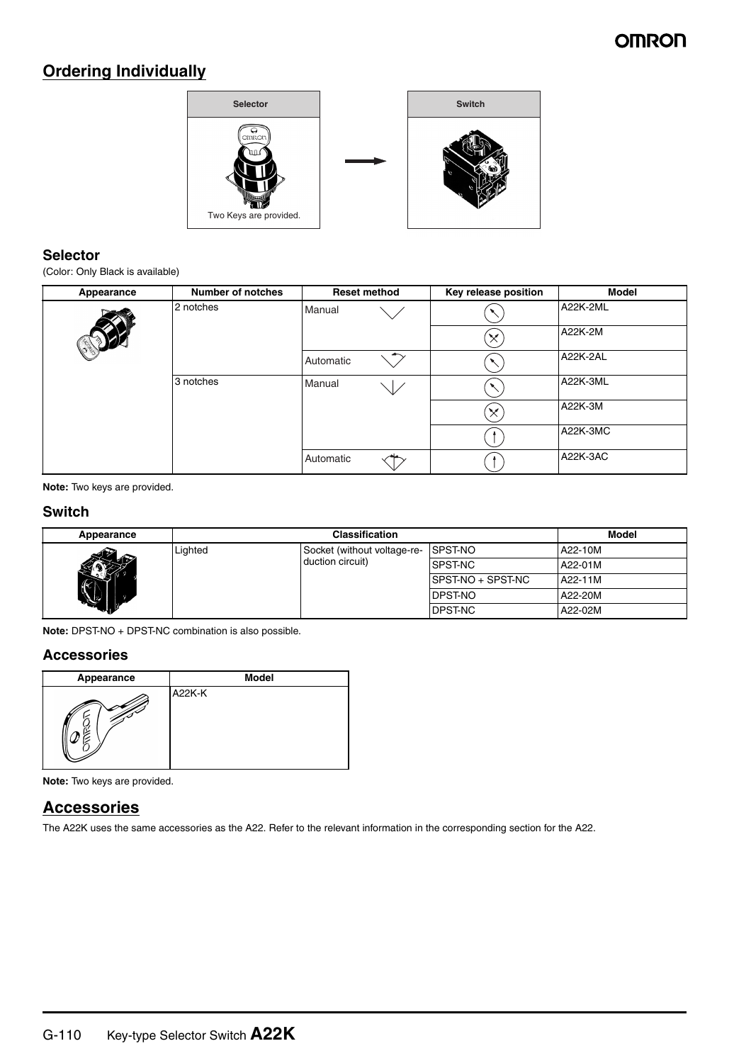## Ordering Individually

| Selector | | Switch |
|---|---|---|
| Two Keys are provided. | → | |

### Selector

(Color: Only Black is available)

| Appearance | Number of notches | Reset method | Key release position | Model |
|---|---|---|---|---|
| | 2 notches | Manual | | A22K-2ML |
| | | | | A22K-2M |
| | | Automatic | | A22K-2AL |
| | 3 notches | Manual | | A22K-3ML |
| | | | | A22K-3M |
| | | | | A22K-3MC |
| | | Automatic | | A22K-3AC |

**Note:** Two keys are provided.

### Switch

| Appearance | Classification | | | Model |
|---|---|---|---|---|
| | Lighted | Socket (without voltage-reduction circuit) | SPST-NO | A22-10M |
| | | | SPST-NC | A22-01M |
| | | | SPST-NO + SPST-NC | A22-11M |
| | | | DPST-NO | A22-20M |
| | | | DPST-NC | A22-02M |

**Note:** DPST-NO + DPST-NC combination is also possible.

### Accessories

| Appearance | Model |
|---|---|
| | A22K-K |

**Note:** Two keys are provided.

## Accessories

The A22K uses the same accessories as the A22. Refer to the relevant information in the corresponding section for the A22.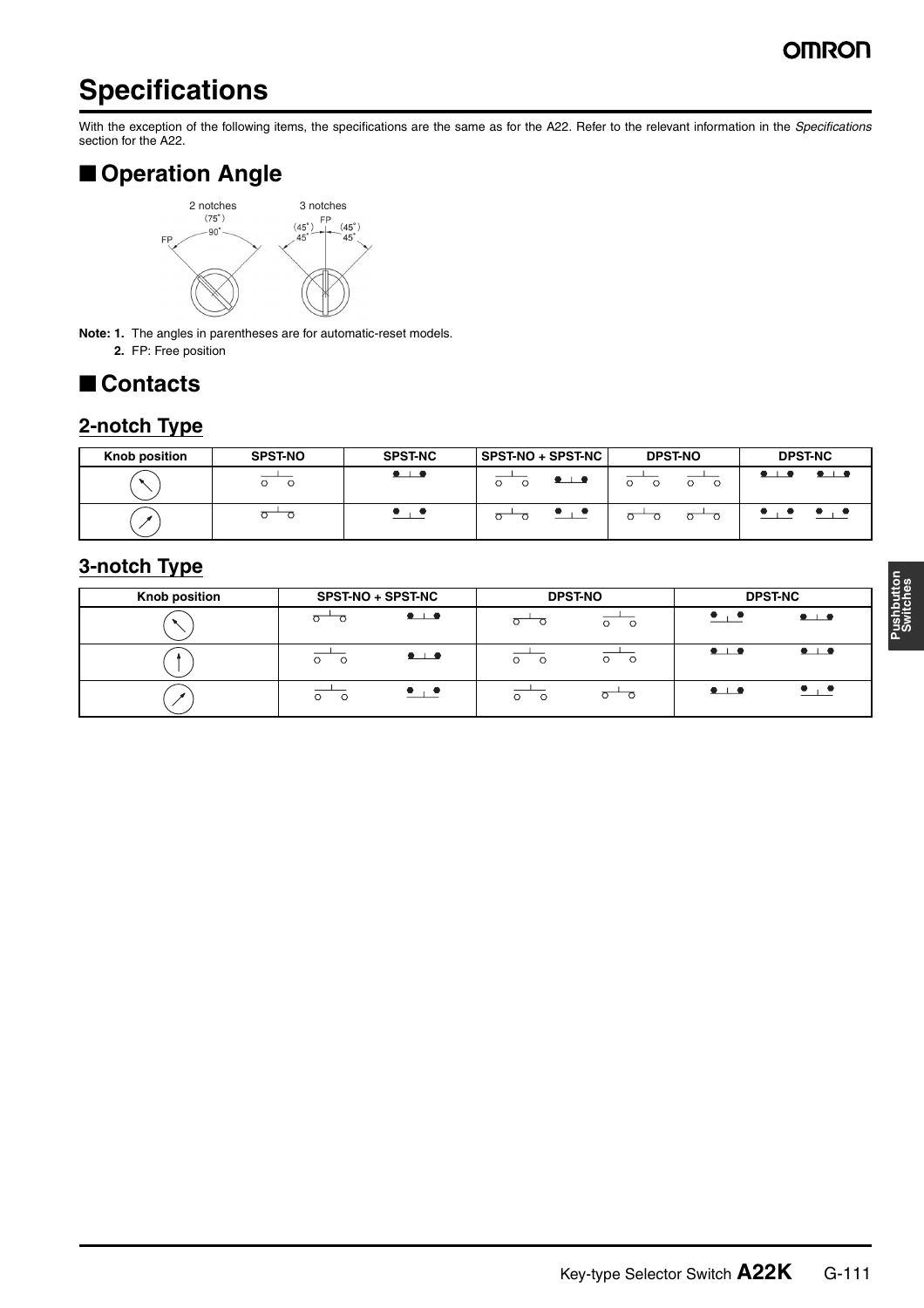# Specifications

With the exception of the following items, the specifications are the same as for the A22. Refer to the relevant information in the *Specifications* section for the A22.

## ■ Operation Angle

2 notches (75°) 90° FP

3 notches FP (45°) 45° (45°) 45°

**Note: 1.** The angles in parentheses are for automatic-reset models.

**2.** FP: Free position

## ■ Contacts

### 2-notch Type

| Knob position | SPST-NO | SPST-NC | SPST-NO + SPST-NC | DPST-NO | DPST-NC |
|---|---|---|---|---|---|
| ↖ | | | | | |
| ↗ | | | | | |

### 3-notch Type

| Knob position | SPST-NO + SPST-NC | DPST-NO | DPST-NC |
|---|---|---|---|
| ↖ | | | |
| ↑ | | | |
| ↗ | | | |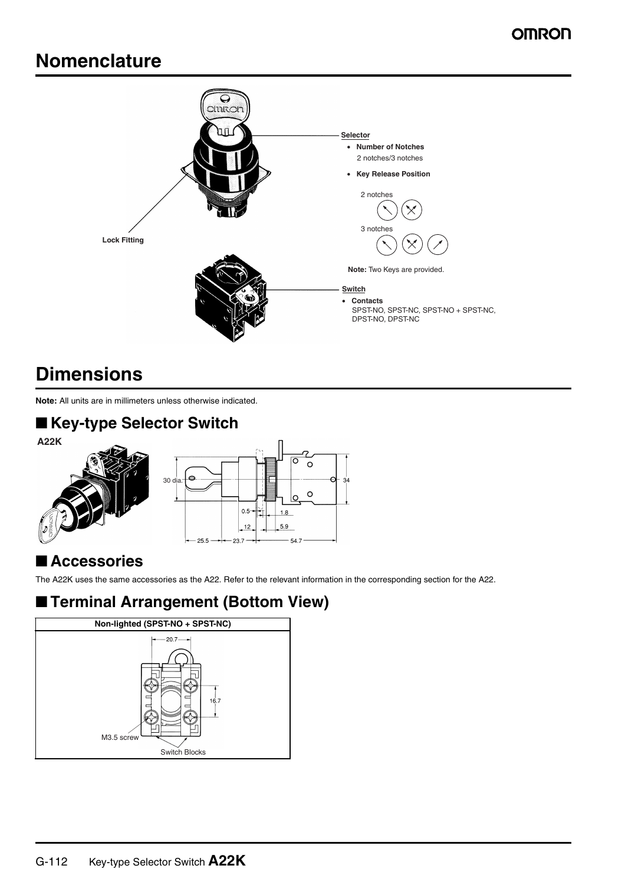# Nomenclature

**Selector**

- **Number of Notches**
  2 notches/3 notches
- **Key Release Position**

  2 notches

  3 notches

**Note:** Two Keys are provided.

**Lock Fitting**

**Switch**

- **Contacts**
  SPST-NO, SPST-NC, SPST-NO + SPST-NC, DPST-NO, DPST-NC

# Dimensions

**Note:** All units are in millimeters unless otherwise indicated.

## ■ Key-type Selector Switch

**A22K**

30 dia. 34 0.5 1.8 12 5.9 25.5 23.7 54.7

## ■ Accessories

The A22K uses the same accessories as the A22. Refer to the relevant information in the corresponding section for the A22.

## ■ Terminal Arrangement (Bottom View)

| Non-lighted (SPST-NO + SPST-NC) |
|---|
| 20.7 16.7 M3.5 screw Switch Blocks |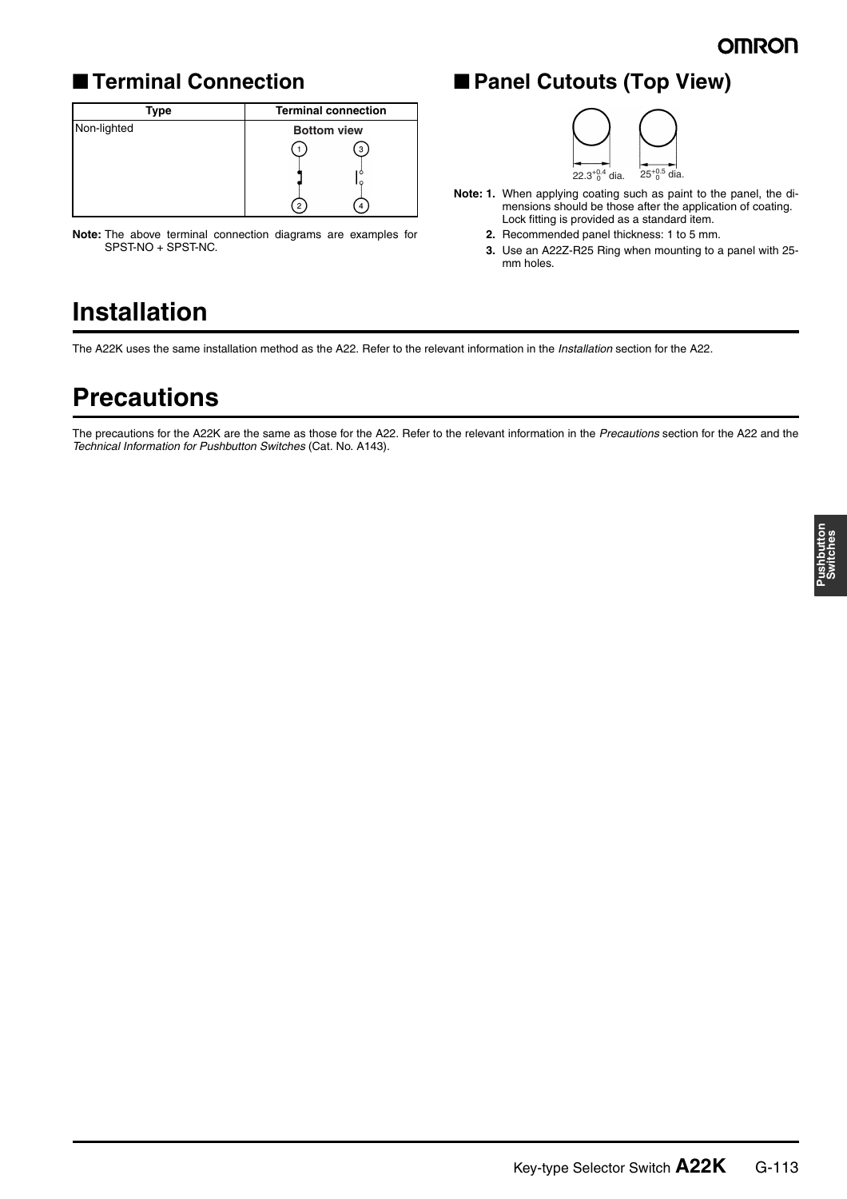## ■ Terminal Connection

| Type | Terminal connection |
|---|---|
| Non-lighted | Bottom view |

**Note:** The above terminal connection diagrams are examples for SPST-NO + SPST-NC.

## ■ Panel Cutouts (Top View)

$22.3^{+0.4}_{0}$ dia. $25^{+0.5}_{0}$ dia.

**Note: 1.** When applying coating such as paint to the panel, the dimensions should be those after the application of coating. Lock fitting is provided as a standard item.

**2.** Recommended panel thickness: 1 to 5 mm.

**3.** Use an A22Z-R25 Ring when mounting to a panel with 25-mm holes.

# Installation

The A22K uses the same installation method as the A22. Refer to the relevant information in the *Installation* section for the A22.

# Precautions

The precautions for the A22K are the same as those for the A22. Refer to the relevant information in the *Precautions* section for the A22 and the *Technical Information for Pushbutton Switches* (Cat. No. A143).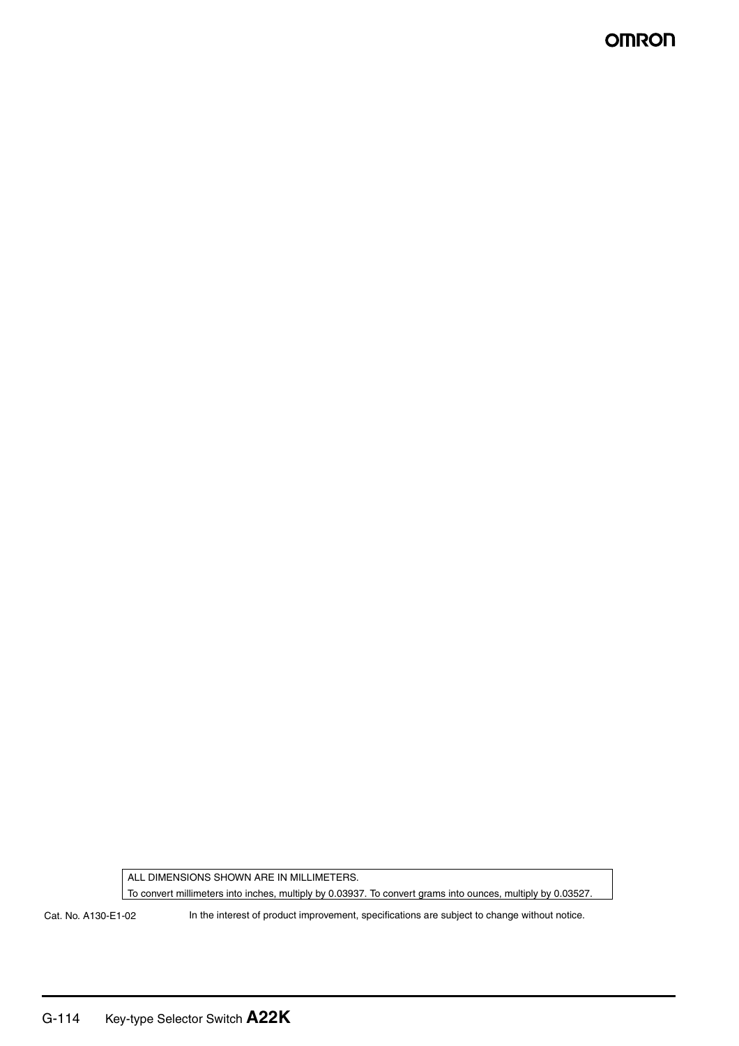ALL DIMENSIONS SHOWN ARE IN MILLIMETERS.

To convert millimeters into inches, multiply by 0.03937. To convert grams into ounces, multiply by 0.03527.

Cat. No. A130-E1-02

In the interest of product improvement, specifications are subject to change without notice.